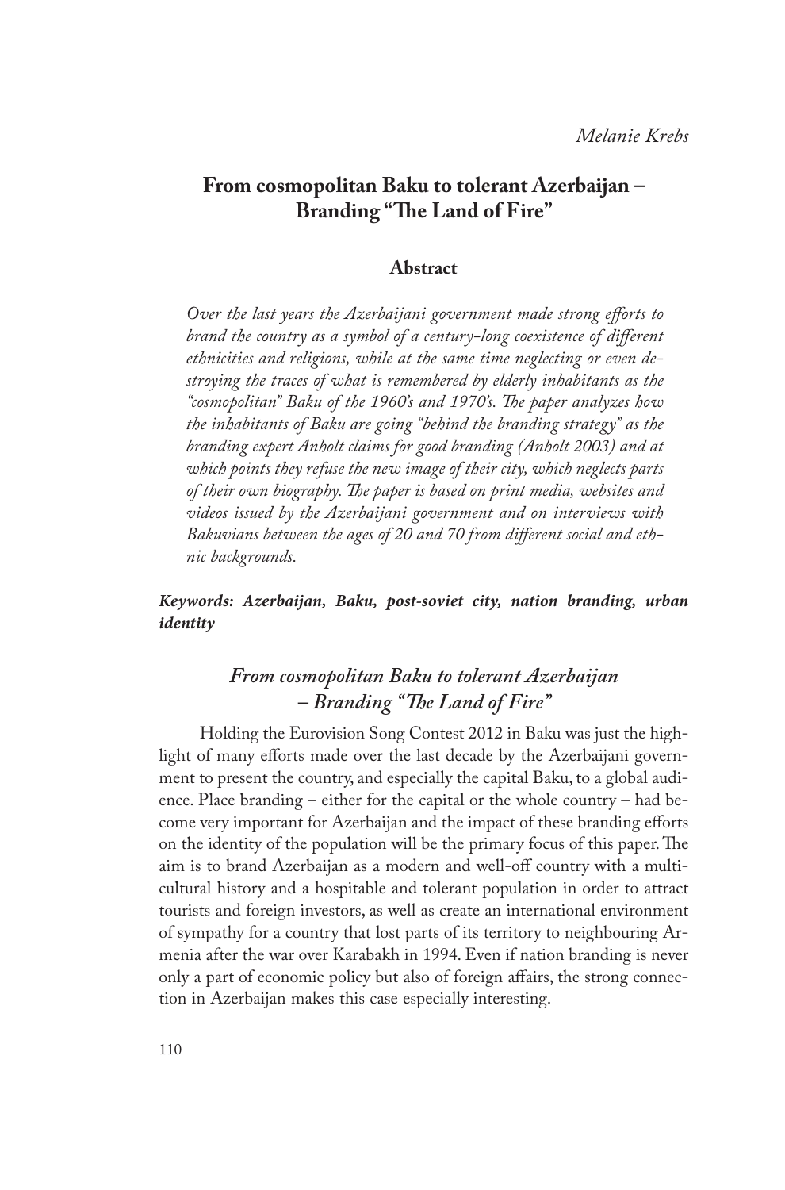*Melanie Krebs*

# From cosmopolitan Baku to tolerant Azerbaijan – Branding "The Land of Fire"

## Abstract

*Over the last years the Azerbaijani government made strong efforts to brand the country as a symbol of a century-long coexistence of different ethnicities and religions, while at the same time neglecting or even destroying the traces of what is remembered by elderly inhabitants as the "cosmopolitan" Baku of the 1960's and 1970's. The paper analyzes how the inhabitants of Baku are going "behind the branding strategy" as the branding expert Anholt claims for good branding (Anholt 2003) and at which points they refuse the new image of their city, which neglects parts of their own biography. The paper is based on print media, websites and videos issued by the Azerbaijani government and on interviews with Bakuvians between the ages of 20 and 70 from different social and ethnic backgrounds.*

***Keywords: Azerbaijan, Baku, post-soviet city, nation branding, urban identity***

## *From cosmopolitan Baku to tolerant Azerbaijan – Branding "The Land of Fire"*

Holding the Eurovision Song Contest 2012 in Baku was just the highlight of many efforts made over the last decade by the Azerbaijani government to present the country, and especially the capital Baku, to a global audience. Place branding – either for the capital or the whole country – had become very important for Azerbaijan and the impact of these branding efforts on the identity of the population will be the primary focus of this paper. The aim is to brand Azerbaijan as a modern and well-off country with a multicultural history and a hospitable and tolerant population in order to attract tourists and foreign investors, as well as create an international environment of sympathy for a country that lost parts of its territory to neighbouring Armenia after the war over Karabakh in 1994. Even if nation branding is never only a part of economic policy but also of foreign affairs, the strong connection in Azerbaijan makes this case especially interesting.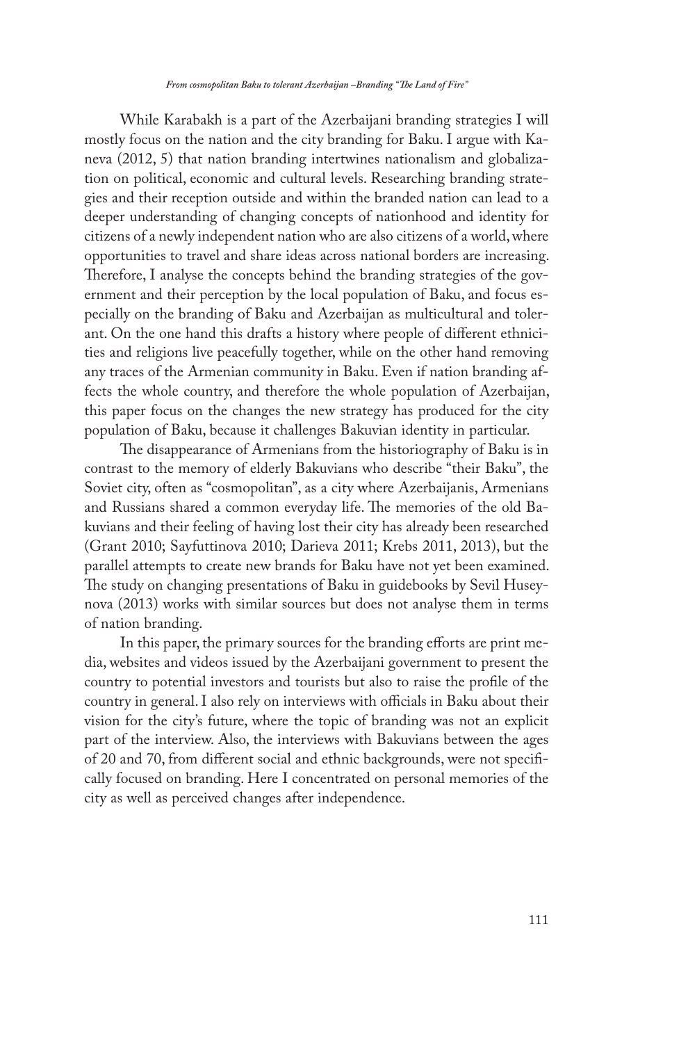While Karabakh is a part of the Azerbaijani branding strategies I will mostly focus on the nation and the city branding for Baku. I argue with Kaneva (2012, 5) that nation branding intertwines nationalism and globalization on political, economic and cultural levels. Researching branding strategies and their reception outside and within the branded nation can lead to a deeper understanding of changing concepts of nationhood and identity for citizens of a newly independent nation who are also citizens of a world, where opportunities to travel and share ideas across national borders are increasing. Therefore, I analyse the concepts behind the branding strategies of the government and their perception by the local population of Baku, and focus especially on the branding of Baku and Azerbaijan as multicultural and tolerant. On the one hand this drafts a history where people of different ethnicities and religions live peacefully together, while on the other hand removing any traces of the Armenian community in Baku. Even if nation branding affects the whole country, and therefore the whole population of Azerbaijan, this paper focus on the changes the new strategy has produced for the city population of Baku, because it challenges Bakuvian identity in particular.

The disappearance of Armenians from the historiography of Baku is in contrast to the memory of elderly Bakuvians who describe "their Baku", the Soviet city, often as "cosmopolitan", as a city where Azerbaijanis, Armenians and Russians shared a common everyday life. The memories of the old Bakuvians and their feeling of having lost their city has already been researched (Grant 2010; Sayfuttinova 2010; Darieva 2011; Krebs 2011, 2013), but the parallel attempts to create new brands for Baku have not yet been examined. The study on changing presentations of Baku in guidebooks by Sevil Huseynova (2013) works with similar sources but does not analyse them in terms of nation branding.

In this paper, the primary sources for the branding efforts are print media, websites and videos issued by the Azerbaijani government to present the country to potential investors and tourists but also to raise the profile of the country in general. I also rely on interviews with officials in Baku about their vision for the city's future, where the topic of branding was not an explicit part of the interview. Also, the interviews with Bakuvians between the ages of 20 and 70, from different social and ethnic backgrounds, were not specifically focused on branding. Here I concentrated on personal memories of the city as well as perceived changes after independence.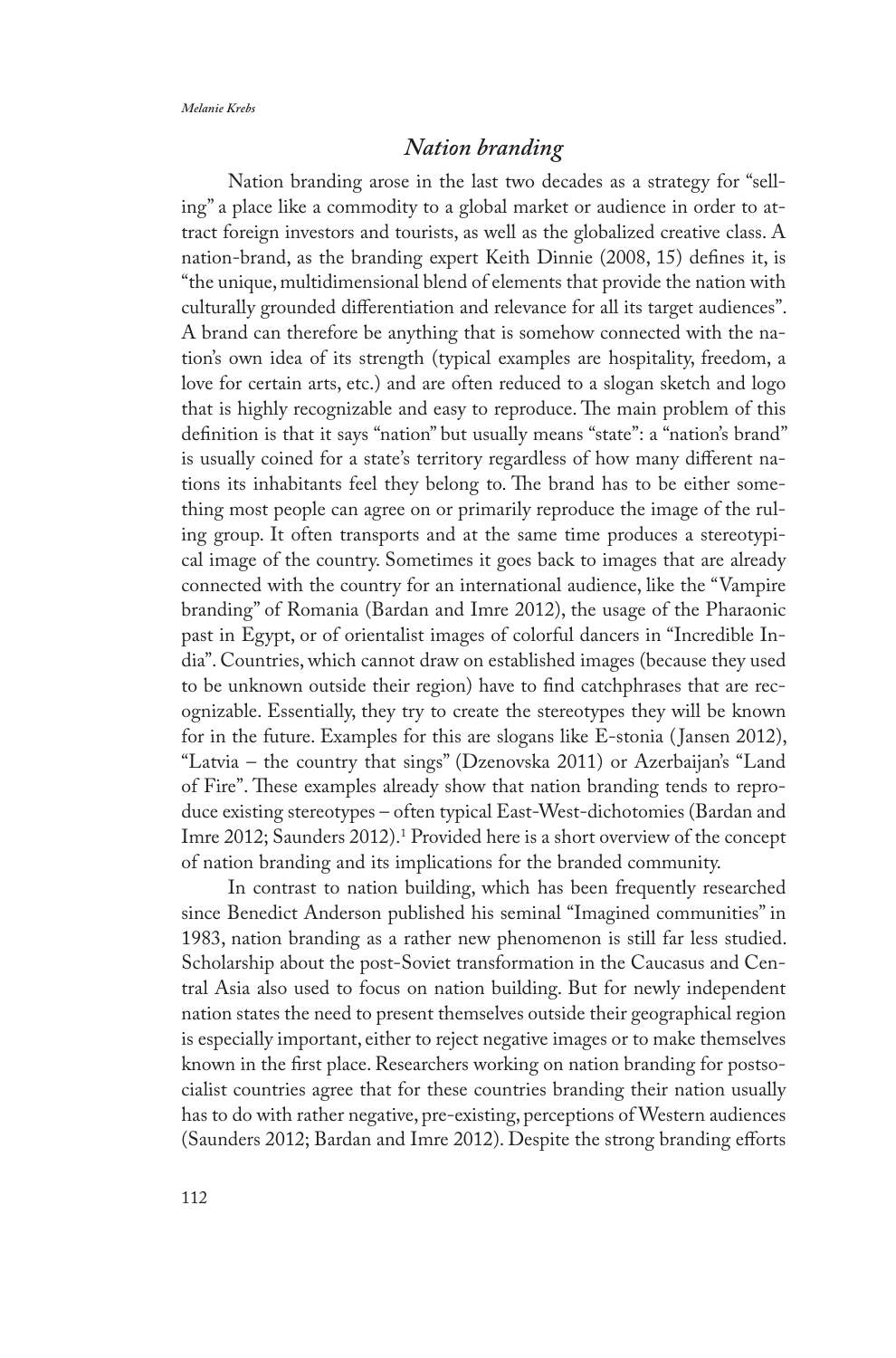## *Nation branding*

Nation branding arose in the last two decades as a strategy for "selling" a place like a commodity to a global market or audience in order to attract foreign investors and tourists, as well as the globalized creative class. A nation-brand, as the branding expert Keith Dinnie (2008, 15) defines it, is "the unique, multidimensional blend of elements that provide the nation with culturally grounded differentiation and relevance for all its target audiences". A brand can therefore be anything that is somehow connected with the nation's own idea of its strength (typical examples are hospitality, freedom, a love for certain arts, etc.) and are often reduced to a slogan sketch and logo that is highly recognizable and easy to reproduce. The main problem of this definition is that it says "nation" but usually means "state": a "nation's brand" is usually coined for a state's territory regardless of how many different nations its inhabitants feel they belong to. The brand has to be either something most people can agree on or primarily reproduce the image of the ruling group. It often transports and at the same time produces a stereotypical image of the country. Sometimes it goes back to images that are already connected with the country for an international audience, like the "Vampire branding" of Romania (Bardan and Imre 2012), the usage of the Pharaonic past in Egypt, or of orientalist images of colorful dancers in "Incredible India". Countries, which cannot draw on established images (because they used to be unknown outside their region) have to find catchphrases that are recognizable. Essentially, they try to create the stereotypes they will be known for in the future. Examples for this are slogans like E-stonia (Jansen 2012), "Latvia – the country that sings" (Dzenovska 2011) or Azerbaijan's "Land of Fire". These examples already show that nation branding tends to reproduce existing stereotypes – often typical East-West-dichotomies (Bardan and Imre 2012; Saunders 2012).[1] Provided here is a short overview of the concept of nation branding and its implications for the branded community.

In contrast to nation building, which has been frequently researched since Benedict Anderson published his seminal "Imagined communities" in 1983, nation branding as a rather new phenomenon is still far less studied. Scholarship about the post-Soviet transformation in the Caucasus and Central Asia also used to focus on nation building. But for newly independent nation states the need to present themselves outside their geographical region is especially important, either to reject negative images or to make themselves known in the first place. Researchers working on nation branding for postsocialist countries agree that for these countries branding their nation usually has to do with rather negative, pre-existing, perceptions of Western audiences (Saunders 2012; Bardan and Imre 2012). Despite the strong branding efforts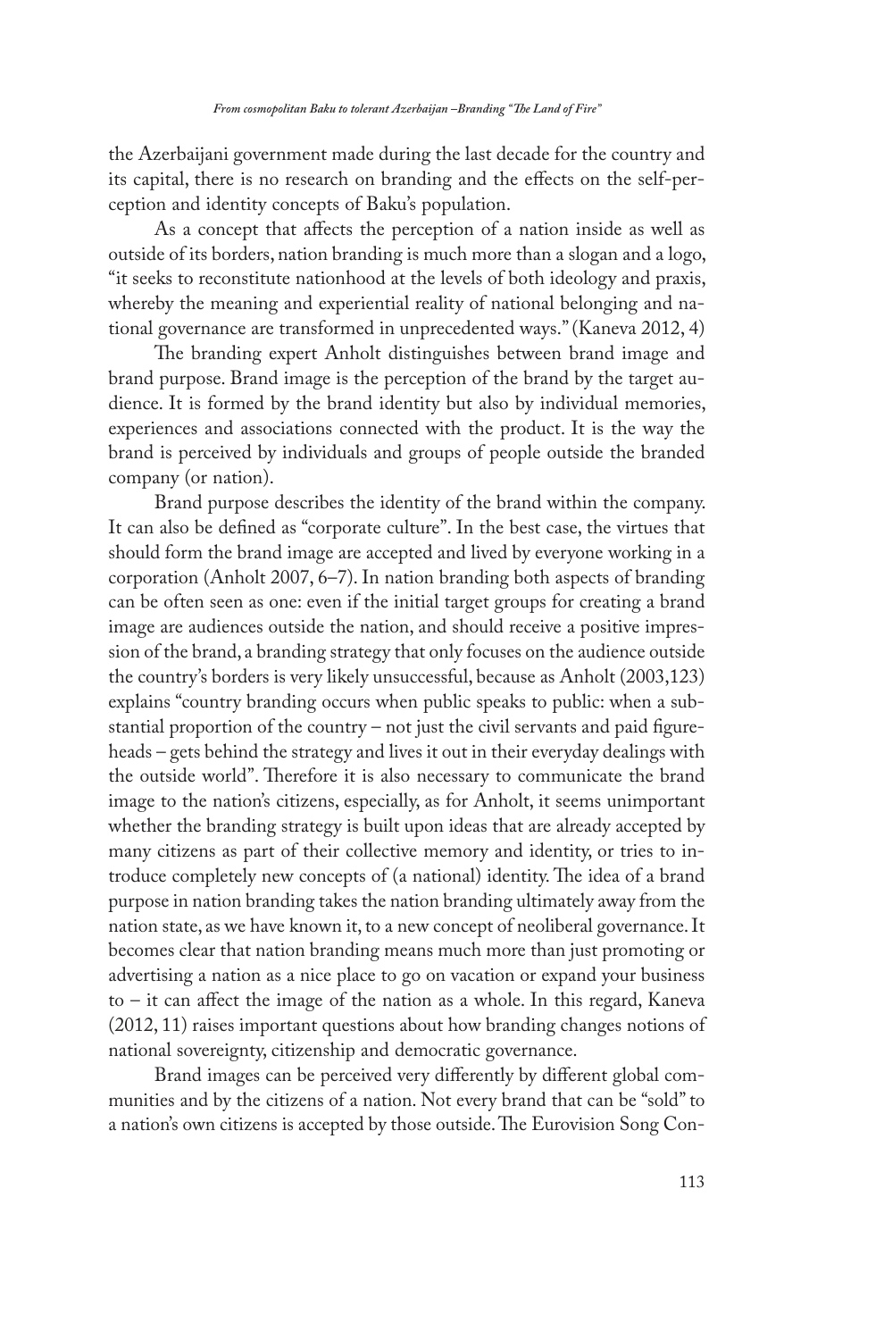the Azerbaijani government made during the last decade for the country and its capital, there is no research on branding and the effects on the self-perception and identity concepts of Baku's population.

As a concept that affects the perception of a nation inside as well as outside of its borders, nation branding is much more than a slogan and a logo, "it seeks to reconstitute nationhood at the levels of both ideology and praxis, whereby the meaning and experiential reality of national belonging and national governance are transformed in unprecedented ways." (Kaneva 2012, 4)

The branding expert Anholt distinguishes between brand image and brand purpose. Brand image is the perception of the brand by the target audience. It is formed by the brand identity but also by individual memories, experiences and associations connected with the product. It is the way the brand is perceived by individuals and groups of people outside the branded company (or nation).

Brand purpose describes the identity of the brand within the company. It can also be defined as "corporate culture". In the best case, the virtues that should form the brand image are accepted and lived by everyone working in a corporation (Anholt 2007, 6–7). In nation branding both aspects of branding can be often seen as one: even if the initial target groups for creating a brand image are audiences outside the nation, and should receive a positive impression of the brand, a branding strategy that only focuses on the audience outside the country's borders is very likely unsuccessful, because as Anholt (2003,123) explains "country branding occurs when public speaks to public: when a substantial proportion of the country – not just the civil servants and paid figureheads – gets behind the strategy and lives it out in their everyday dealings with the outside world". Therefore it is also necessary to communicate the brand image to the nation's citizens, especially, as for Anholt, it seems unimportant whether the branding strategy is built upon ideas that are already accepted by many citizens as part of their collective memory and identity, or tries to introduce completely new concepts of (a national) identity. The idea of a brand purpose in nation branding takes the nation branding ultimately away from the nation state, as we have known it, to a new concept of neoliberal governance. It becomes clear that nation branding means much more than just promoting or advertising a nation as a nice place to go on vacation or expand your business to – it can affect the image of the nation as a whole. In this regard, Kaneva (2012, 11) raises important questions about how branding changes notions of national sovereignty, citizenship and democratic governance.

Brand images can be perceived very differently by different global communities and by the citizens of a nation. Not every brand that can be "sold" to a nation's own citizens is accepted by those outside. The Eurovision Song Con-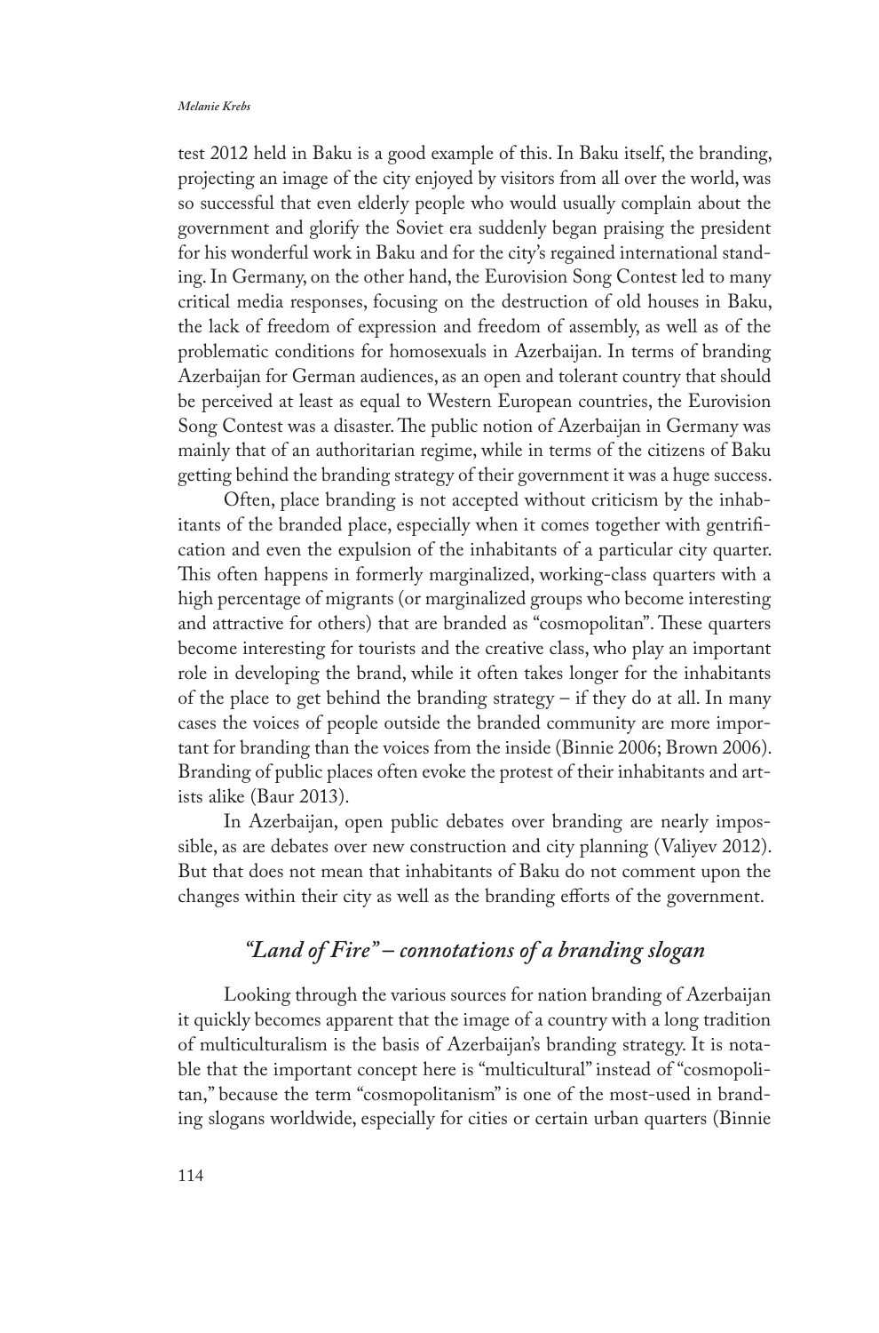test 2012 held in Baku is a good example of this. In Baku itself, the branding, projecting an image of the city enjoyed by visitors from all over the world, was so successful that even elderly people who would usually complain about the government and glorify the Soviet era suddenly began praising the president for his wonderful work in Baku and for the city's regained international standing. In Germany, on the other hand, the Eurovision Song Contest led to many critical media responses, focusing on the destruction of old houses in Baku, the lack of freedom of expression and freedom of assembly, as well as of the problematic conditions for homosexuals in Azerbaijan. In terms of branding Azerbaijan for German audiences, as an open and tolerant country that should be perceived at least as equal to Western European countries, the Eurovision Song Contest was a disaster. The public notion of Azerbaijan in Germany was mainly that of an authoritarian regime, while in terms of the citizens of Baku getting behind the branding strategy of their government it was a huge success.

Often, place branding is not accepted without criticism by the inhabitants of the branded place, especially when it comes together with gentrification and even the expulsion of the inhabitants of a particular city quarter. This often happens in formerly marginalized, working-class quarters with a high percentage of migrants (or marginalized groups who become interesting and attractive for others) that are branded as "cosmopolitan". These quarters become interesting for tourists and the creative class, who play an important role in developing the brand, while it often takes longer for the inhabitants of the place to get behind the branding strategy – if they do at all. In many cases the voices of people outside the branded community are more important for branding than the voices from the inside (Binnie 2006; Brown 2006). Branding of public places often evoke the protest of their inhabitants and artists alike (Baur 2013).

In Azerbaijan, open public debates over branding are nearly impossible, as are debates over new construction and city planning (Valiyev 2012). But that does not mean that inhabitants of Baku do not comment upon the changes within their city as well as the branding efforts of the government.

## *"Land of Fire" – connotations of a branding slogan*

Looking through the various sources for nation branding of Azerbaijan it quickly becomes apparent that the image of a country with a long tradition of multiculturalism is the basis of Azerbaijan's branding strategy. It is notable that the important concept here is "multicultural" instead of "cosmopolitan," because the term "cosmopolitanism" is one of the most-used in branding slogans worldwide, especially for cities or certain urban quarters (Binnie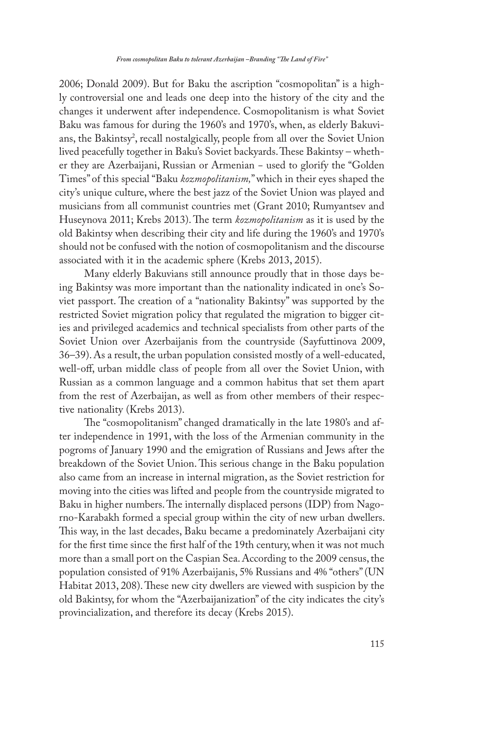2006; Donald 2009). But for Baku the ascription "cosmopolitan" is a highly controversial one and leads one deep into the history of the city and the changes it underwent after independence. Cosmopolitanism is what Soviet Baku was famous for during the 1960's and 1970's, when, as elderly Bakuvians, the Bakintsy[2], recall nostalgically, people from all over the Soviet Union lived peacefully together in Baku's Soviet backyards. These Bakintsy – whether they are Azerbaijani, Russian or Armenian – used to glorify the "Golden Times" of this special "Baku *kozmopolitanism,*" which in their eyes shaped the city's unique culture, where the best jazz of the Soviet Union was played and musicians from all communist countries met (Grant 2010; Rumyantsev and Huseynova 2011; Krebs 2013). The term *kozmopolitanism* as it is used by the old Bakintsy when describing their city and life during the 1960's and 1970's should not be confused with the notion of cosmopolitanism and the discourse associated with it in the academic sphere (Krebs 2013, 2015).

Many elderly Bakuvians still announce proudly that in those days being Bakintsy was more important than the nationality indicated in one's Soviet passport. The creation of a "nationality Bakintsy" was supported by the restricted Soviet migration policy that regulated the migration to bigger cities and privileged academics and technical specialists from other parts of the Soviet Union over Azerbaijanis from the countryside (Sayfuttinova 2009, 36–39). As a result, the urban population consisted mostly of a well-educated, well-off, urban middle class of people from all over the Soviet Union, with Russian as a common language and a common habitus that set them apart from the rest of Azerbaijan, as well as from other members of their respective nationality (Krebs 2013).

The "cosmopolitanism" changed dramatically in the late 1980's and after independence in 1991, with the loss of the Armenian community in the pogroms of January 1990 and the emigration of Russians and Jews after the breakdown of the Soviet Union. This serious change in the Baku population also came from an increase in internal migration, as the Soviet restriction for moving into the cities was lifted and people from the countryside migrated to Baku in higher numbers. The internally displaced persons (IDP) from Nagorno-Karabakh formed a special group within the city of new urban dwellers. This way, in the last decades, Baku became a predominately Azerbaijani city for the first time since the first half of the 19th century, when it was not much more than a small port on the Caspian Sea. According to the 2009 census, the population consisted of 91% Azerbaijanis, 5% Russians and 4% "others" (UN Habitat 2013, 208). These new city dwellers are viewed with suspicion by the old Bakintsy, for whom the "Azerbaijanization" of the city indicates the city's provincialization, and therefore its decay (Krebs 2015).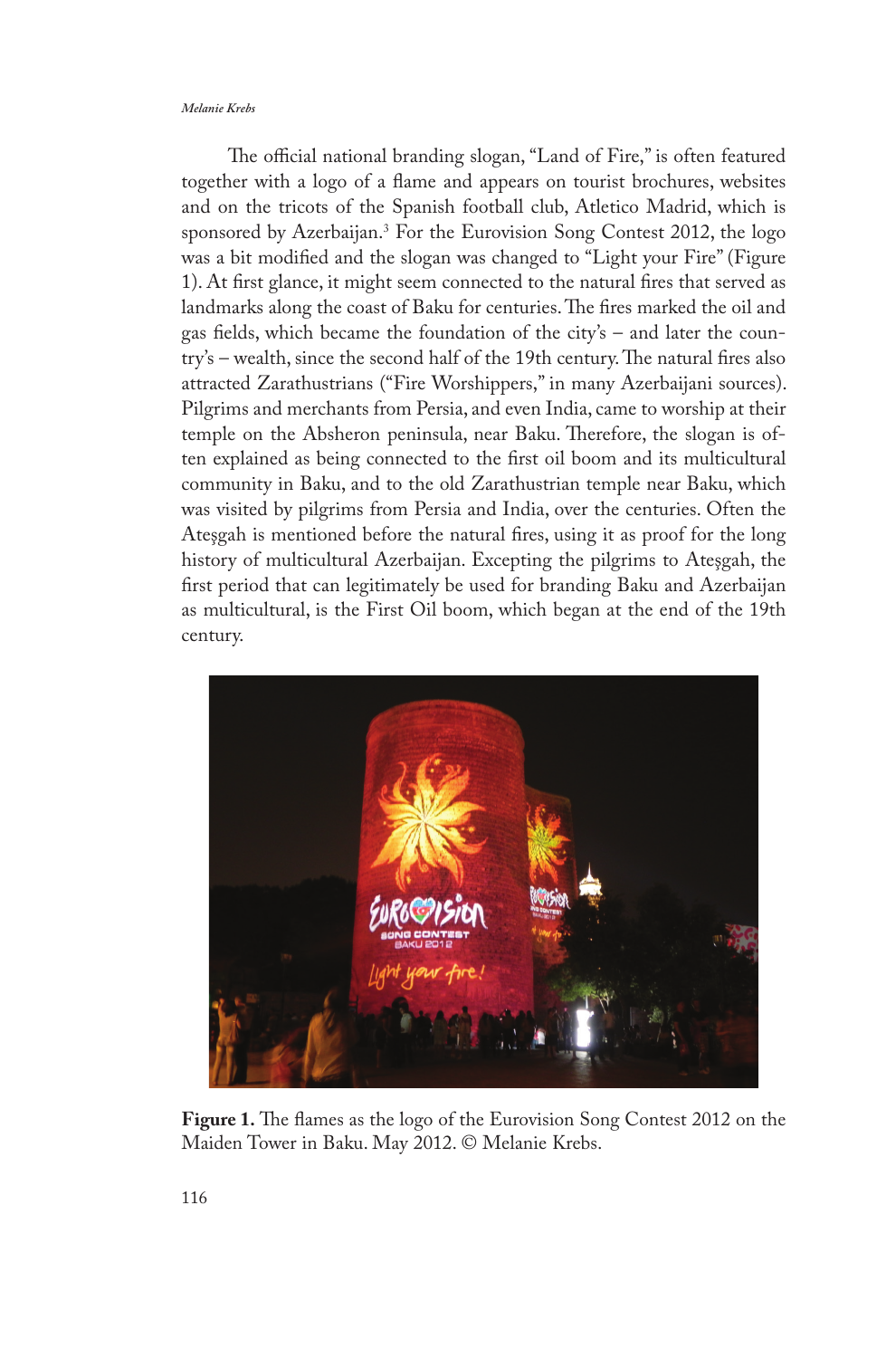The official national branding slogan, "Land of Fire," is often featured together with a logo of a flame and appears on tourist brochures, websites and on the tricots of the Spanish football club, Atletico Madrid, which is sponsored by Azerbaijan.[3] For the Eurovision Song Contest 2012, the logo was a bit modified and the slogan was changed to "Light your Fire" (Figure 1). At first glance, it might seem connected to the natural fires that served as landmarks along the coast of Baku for centuries. The fires marked the oil and gas fields, which became the foundation of the city's – and later the country's – wealth, since the second half of the 19th century. The natural fires also attracted Zarathustrians ("Fire Worshippers," in many Azerbaijani sources). Pilgrims and merchants from Persia, and even India, came to worship at their temple on the Absheron peninsula, near Baku. Therefore, the slogan is often explained as being connected to the first oil boom and its multicultural community in Baku, and to the old Zarathustrian temple near Baku, which was visited by pilgrims from Persia and India, over the centuries. Often the Ateşgah is mentioned before the natural fires, using it as proof for the long history of multicultural Azerbaijan. Excepting the pilgrims to Ateşgah, the first period that can legitimately be used for branding Baku and Azerbaijan as multicultural, is the First Oil boom, which began at the end of the 19th century.

**Figure 1.** The flames as the logo of the Eurovision Song Contest 2012 on the Maiden Tower in Baku. May 2012. © Melanie Krebs.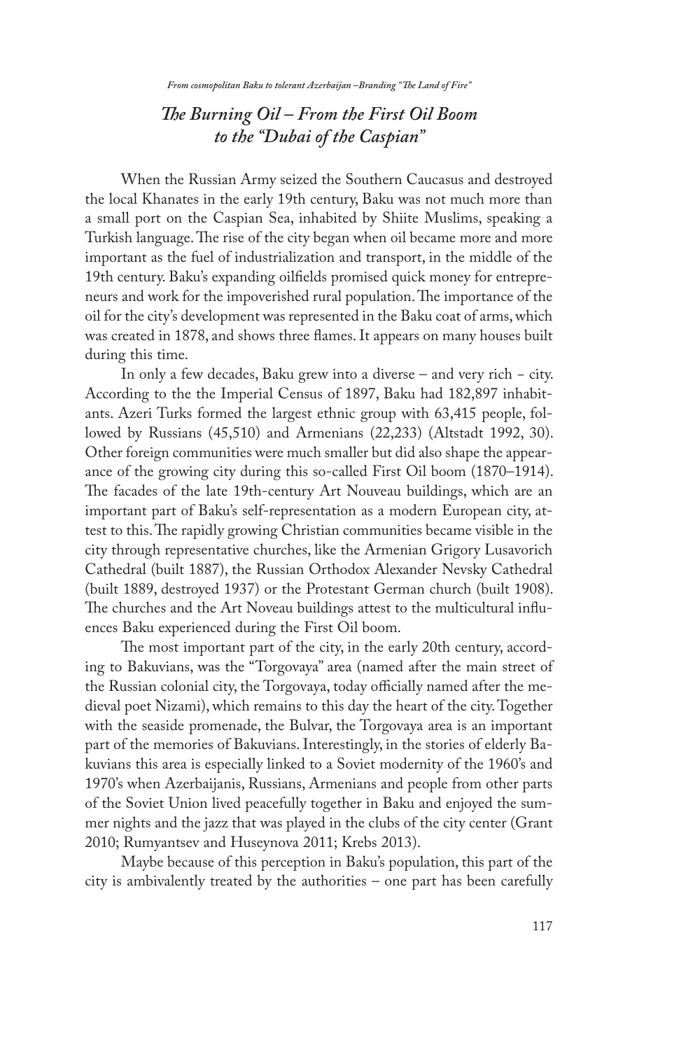## *The Burning Oil – From the First Oil Boom to the "Dubai of the Caspian"*

When the Russian Army seized the Southern Caucasus and destroyed the local Khanates in the early 19th century, Baku was not much more than a small port on the Caspian Sea, inhabited by Shiite Muslims, speaking a Turkish language. The rise of the city began when oil became more and more important as the fuel of industrialization and transport, in the middle of the 19th century. Baku's expanding oilfields promised quick money for entrepreneurs and work for the impoverished rural population. The importance of the oil for the city's development was represented in the Baku coat of arms, which was created in 1878, and shows three flames. It appears on many houses built during this time.

In only a few decades, Baku grew into a diverse – and very rich - city. According to the the Imperial Census of 1897, Baku had 182,897 inhabitants. Azeri Turks formed the largest ethnic group with 63,415 people, followed by Russians (45,510) and Armenians (22,233) (Altstadt 1992, 30). Other foreign communities were much smaller but did also shape the appearance of the growing city during this so-called First Oil boom (1870–1914). The facades of the late 19th-century Art Nouveau buildings, which are an important part of Baku's self-representation as a modern European city, attest to this. The rapidly growing Christian communities became visible in the city through representative churches, like the Armenian Grigory Lusavorich Cathedral (built 1887), the Russian Orthodox Alexander Nevsky Cathedral (built 1889, destroyed 1937) or the Protestant German church (built 1908). The churches and the Art Noveau buildings attest to the multicultural influences Baku experienced during the First Oil boom.

The most important part of the city, in the early 20th century, according to Bakuvians, was the "Torgovaya" area (named after the main street of the Russian colonial city, the Torgovaya, today officially named after the medieval poet Nizami), which remains to this day the heart of the city. Together with the seaside promenade, the Bulvar, the Torgovaya area is an important part of the memories of Bakuvians. Interestingly, in the stories of elderly Bakuvians this area is especially linked to a Soviet modernity of the 1960's and 1970's when Azerbaijanis, Russians, Armenians and people from other parts of the Soviet Union lived peacefully together in Baku and enjoyed the summer nights and the jazz that was played in the clubs of the city center (Grant 2010; Rumyantsev and Huseynova 2011; Krebs 2013).

Maybe because of this perception in Baku's population, this part of the city is ambivalently treated by the authorities – one part has been carefully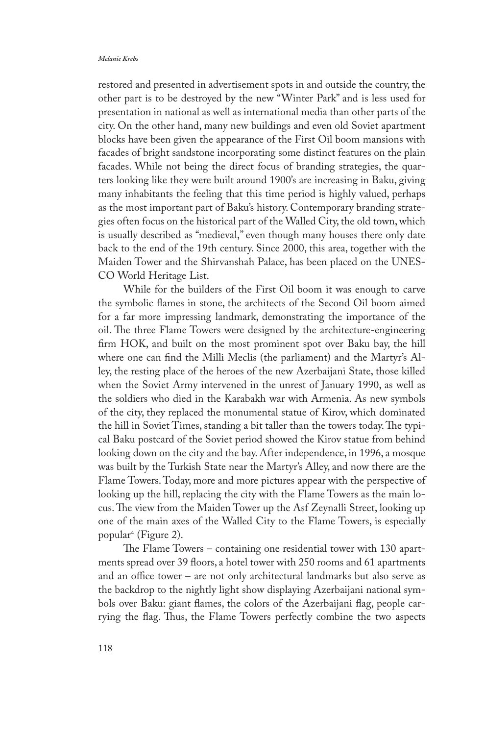restored and presented in advertisement spots in and outside the country, the other part is to be destroyed by the new "Winter Park" and is less used for presentation in national as well as international media than other parts of the city. On the other hand, many new buildings and even old Soviet apartment blocks have been given the appearance of the First Oil boom mansions with facades of bright sandstone incorporating some distinct features on the plain facades. While not being the direct focus of branding strategies, the quarters looking like they were built around 1900's are increasing in Baku, giving many inhabitants the feeling that this time period is highly valued, perhaps as the most important part of Baku's history. Contemporary branding strategies often focus on the historical part of the Walled City, the old town, which is usually described as "medieval," even though many houses there only date back to the end of the 19th century. Since 2000, this area, together with the Maiden Tower and the Shirvanshah Palace, has been placed on the UNESCO World Heritage List.

While for the builders of the First Oil boom it was enough to carve the symbolic flames in stone, the architects of the Second Oil boom aimed for a far more impressing landmark, demonstrating the importance of the oil. The three Flame Towers were designed by the architecture-engineering firm HOK, and built on the most prominent spot over Baku bay, the hill where one can find the Milli Meclis (the parliament) and the Martyr's Alley, the resting place of the heroes of the new Azerbaijani State, those killed when the Soviet Army intervened in the unrest of January 1990, as well as the soldiers who died in the Karabakh war with Armenia. As new symbols of the city, they replaced the monumental statue of Kirov, which dominated the hill in Soviet Times, standing a bit taller than the towers today. The typical Baku postcard of the Soviet period showed the Kirov statue from behind looking down on the city and the bay. After independence, in 1996, a mosque was built by the Turkish State near the Martyr's Alley, and now there are the Flame Towers. Today, more and more pictures appear with the perspective of looking up the hill, replacing the city with the Flame Towers as the main locus. The view from the Maiden Tower up the Asf Zeynalli Street, looking up one of the main axes of the Walled City to the Flame Towers, is especially popular[4] (Figure 2).

The Flame Towers – containing one residential tower with 130 apartments spread over 39 floors, a hotel tower with 250 rooms and 61 apartments and an office tower – are not only architectural landmarks but also serve as the backdrop to the nightly light show displaying Azerbaijani national symbols over Baku: giant flames, the colors of the Azerbaijani flag, people carrying the flag. Thus, the Flame Towers perfectly combine the two aspects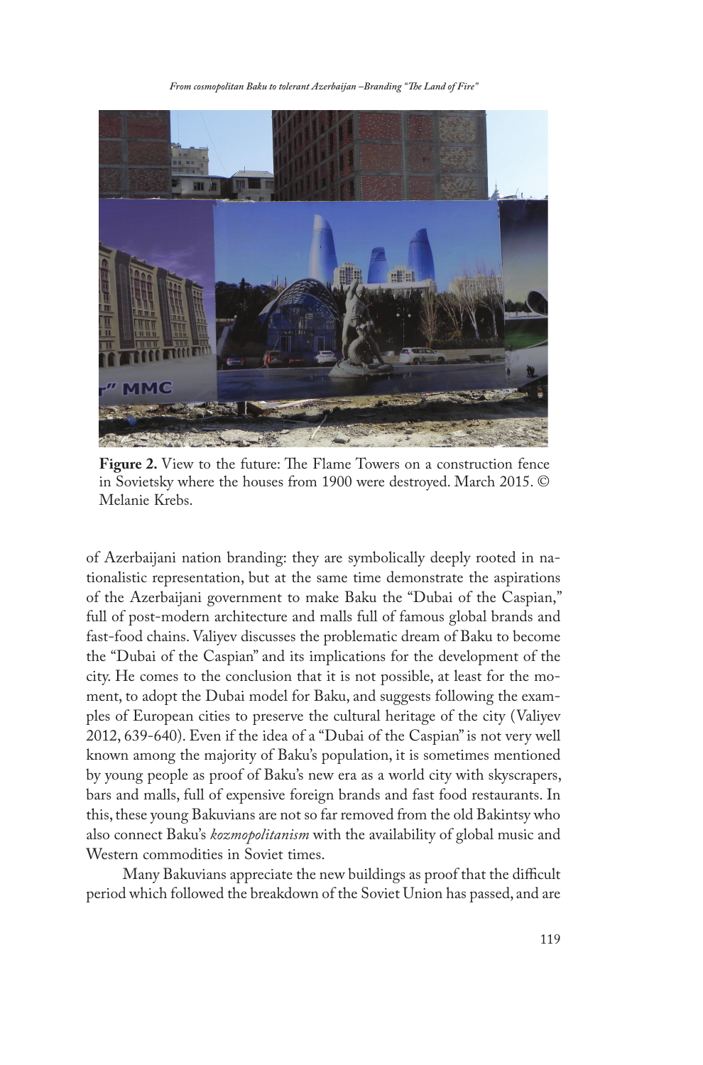**Figure 2.** View to the future: The Flame Towers on a construction fence in Sovietsky where the houses from 1900 were destroyed. March 2015. © Melanie Krebs.

of Azerbaijani nation branding: they are symbolically deeply rooted in nationalistic representation, but at the same time demonstrate the aspirations of the Azerbaijani government to make Baku the "Dubai of the Caspian," full of post-modern architecture and malls full of famous global brands and fast-food chains. Valiyev discusses the problematic dream of Baku to become the "Dubai of the Caspian" and its implications for the development of the city. He comes to the conclusion that it is not possible, at least for the moment, to adopt the Dubai model for Baku, and suggests following the examples of European cities to preserve the cultural heritage of the city (Valiyev 2012, 639-640). Even if the idea of a "Dubai of the Caspian" is not very well known among the majority of Baku's population, it is sometimes mentioned by young people as proof of Baku's new era as a world city with skyscrapers, bars and malls, full of expensive foreign brands and fast food restaurants. In this, these young Bakuvians are not so far removed from the old Bakintsy who also connect Baku's *kozmopolitanism* with the availability of global music and Western commodities in Soviet times.

Many Bakuvians appreciate the new buildings as proof that the difficult period which followed the breakdown of the Soviet Union has passed, and are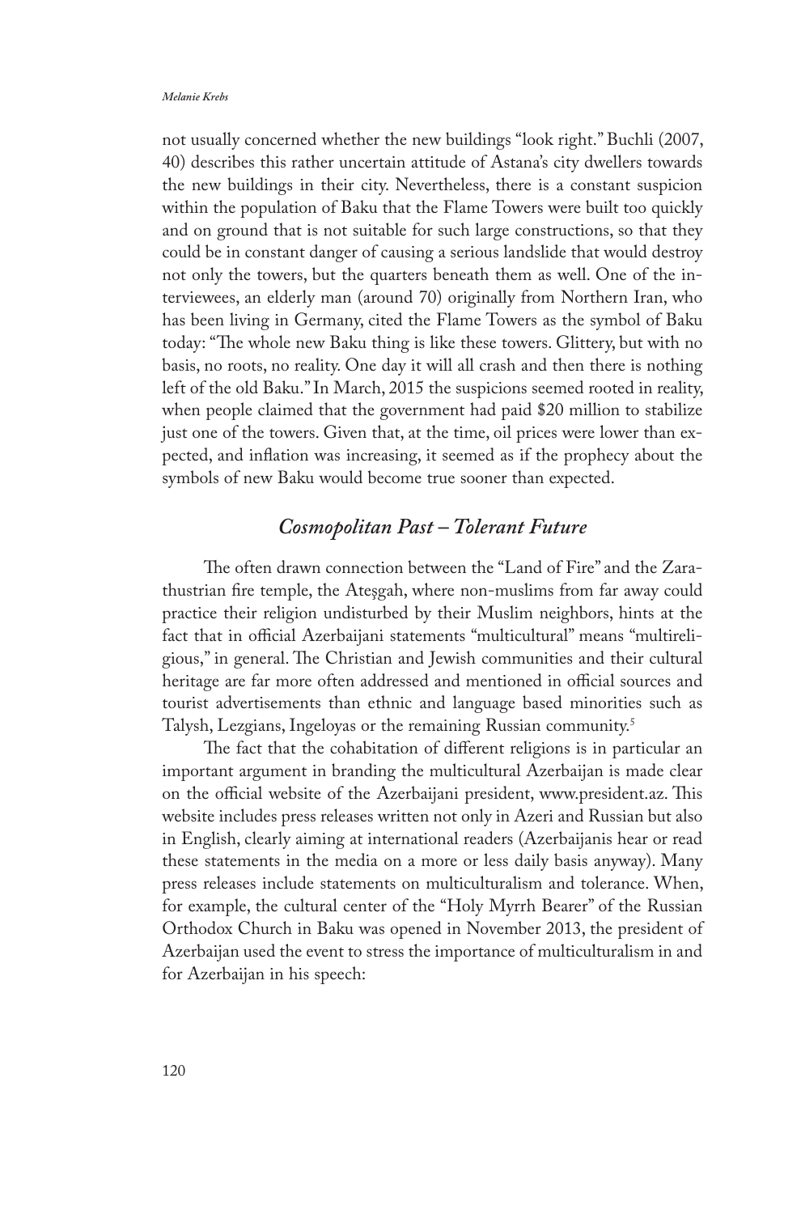not usually concerned whether the new buildings "look right." Buchli (2007, 40) describes this rather uncertain attitude of Astana's city dwellers towards the new buildings in their city. Nevertheless, there is a constant suspicion within the population of Baku that the Flame Towers were built too quickly and on ground that is not suitable for such large constructions, so that they could be in constant danger of causing a serious landslide that would destroy not only the towers, but the quarters beneath them as well. One of the interviewees, an elderly man (around 70) originally from Northern Iran, who has been living in Germany, cited the Flame Towers as the symbol of Baku today: "The whole new Baku thing is like these towers. Glittery, but with no basis, no roots, no reality. One day it will all crash and then there is nothing left of the old Baku." In March, 2015 the suspicions seemed rooted in reality, when people claimed that the government had paid $20 million to stabilize just one of the towers. Given that, at the time, oil prices were lower than expected, and inflation was increasing, it seemed as if the prophecy about the symbols of new Baku would become true sooner than expected.

## *Cosmopolitan Past – Tolerant Future*

The often drawn connection between the "Land of Fire" and the Zarathustrian fire temple, the Ateşgah, where non-muslims from far away could practice their religion undisturbed by their Muslim neighbors, hints at the fact that in official Azerbaijani statements "multicultural" means "multireligious," in general. The Christian and Jewish communities and their cultural heritage are far more often addressed and mentioned in official sources and tourist advertisements than ethnic and language based minorities such as Talysh, Lezgians, Ingeloyas or the remaining Russian community.[5]

The fact that the cohabitation of different religions is in particular an important argument in branding the multicultural Azerbaijan is made clear on the official website of the Azerbaijani president, www.president.az. This website includes press releases written not only in Azeri and Russian but also in English, clearly aiming at international readers (Azerbaijanis hear or read these statements in the media on a more or less daily basis anyway). Many press releases include statements on multiculturalism and tolerance. When, for example, the cultural center of the "Holy Myrrh Bearer" of the Russian Orthodox Church in Baku was opened in November 2013, the president of Azerbaijan used the event to stress the importance of multiculturalism in and for Azerbaijan in his speech: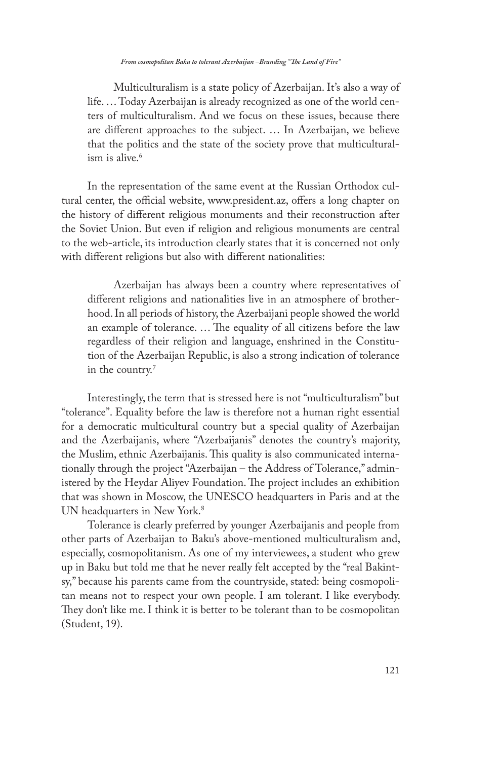> Multiculturalism is a state policy of Azerbaijan. It's also a way of life. … Today Azerbaijan is already recognized as one of the world centers of multiculturalism. And we focus on these issues, because there are different approaches to the subject. … In Azerbaijan, we believe that the politics and the state of the society prove that multiculturalism is alive.[6]

In the representation of the same event at the Russian Orthodox cultural center, the official website, www.president.az, offers a long chapter on the history of different religious monuments and their reconstruction after the Soviet Union. But even if religion and religious monuments are central to the web-article, its introduction clearly states that it is concerned not only with different religions but also with different nationalities:

> Azerbaijan has always been a country where representatives of different religions and nationalities live in an atmosphere of brotherhood. In all periods of history, the Azerbaijani people showed the world an example of tolerance. … The equality of all citizens before the law regardless of their religion and language, enshrined in the Constitution of the Azerbaijan Republic, is also a strong indication of tolerance in the country.[7]

Interestingly, the term that is stressed here is not "multiculturalism" but "tolerance". Equality before the law is therefore not a human right essential for a democratic multicultural country but a special quality of Azerbaijan and the Azerbaijanis, where "Azerbaijanis" denotes the country's majority, the Muslim, ethnic Azerbaijanis. This quality is also communicated internationally through the project "Azerbaijan – the Address of Tolerance," administered by the Heydar Aliyev Foundation. The project includes an exhibition that was shown in Moscow, the UNESCO headquarters in Paris and at the UN headquarters in New York.[8]

Tolerance is clearly preferred by younger Azerbaijanis and people from other parts of Azerbaijan to Baku's above-mentioned multiculturalism and, especially, cosmopolitanism. As one of my interviewees, a student who grew up in Baku but told me that he never really felt accepted by the "real Bakintsy," because his parents came from the countryside, stated: being cosmopolitan means not to respect your own people. I am tolerant. I like everybody. They don't like me. I think it is better to be tolerant than to be cosmopolitan (Student, 19).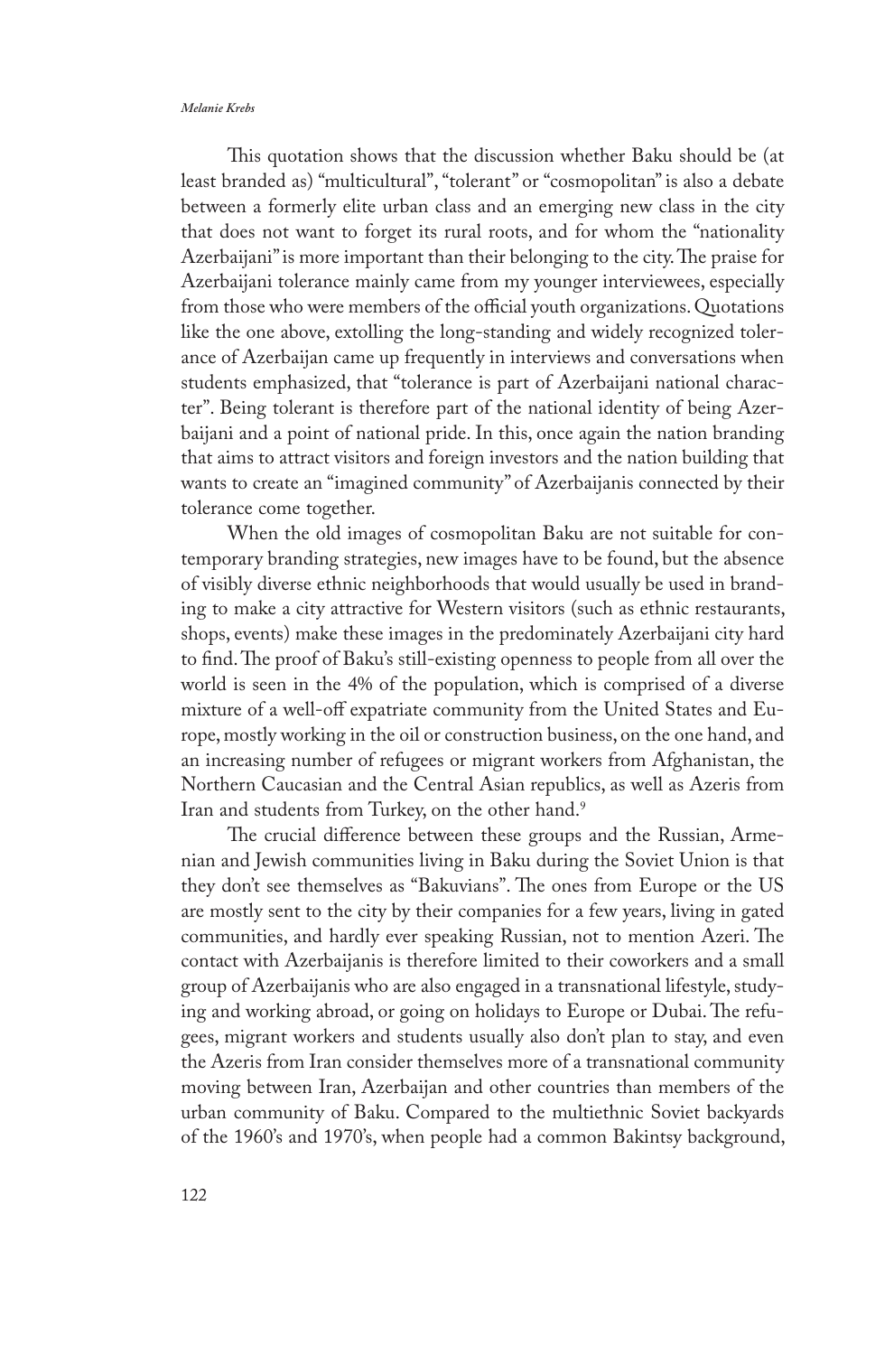This quotation shows that the discussion whether Baku should be (at least branded as) "multicultural", "tolerant" or "cosmopolitan" is also a debate between a formerly elite urban class and an emerging new class in the city that does not want to forget its rural roots, and for whom the "nationality Azerbaijani" is more important than their belonging to the city. The praise for Azerbaijani tolerance mainly came from my younger interviewees, especially from those who were members of the official youth organizations. Quotations like the one above, extolling the long-standing and widely recognized tolerance of Azerbaijan came up frequently in interviews and conversations when students emphasized, that "tolerance is part of Azerbaijani national character". Being tolerant is therefore part of the national identity of being Azerbaijani and a point of national pride. In this, once again the nation branding that aims to attract visitors and foreign investors and the nation building that wants to create an "imagined community" of Azerbaijanis connected by their tolerance come together.

When the old images of cosmopolitan Baku are not suitable for contemporary branding strategies, new images have to be found, but the absence of visibly diverse ethnic neighborhoods that would usually be used in branding to make a city attractive for Western visitors (such as ethnic restaurants, shops, events) make these images in the predominately Azerbaijani city hard to find. The proof of Baku's still-existing openness to people from all over the world is seen in the 4% of the population, which is comprised of a diverse mixture of a well-off expatriate community from the United States and Europe, mostly working in the oil or construction business, on the one hand, and an increasing number of refugees or migrant workers from Afghanistan, the Northern Caucasian and the Central Asian republics, as well as Azeris from Iran and students from Turkey, on the other hand.[9]

The crucial difference between these groups and the Russian, Armenian and Jewish communities living in Baku during the Soviet Union is that they don't see themselves as "Bakuvians". The ones from Europe or the US are mostly sent to the city by their companies for a few years, living in gated communities, and hardly ever speaking Russian, not to mention Azeri. The contact with Azerbaijanis is therefore limited to their coworkers and a small group of Azerbaijanis who are also engaged in a transnational lifestyle, studying and working abroad, or going on holidays to Europe or Dubai. The refugees, migrant workers and students usually also don't plan to stay, and even the Azeris from Iran consider themselves more of a transnational community moving between Iran, Azerbaijan and other countries than members of the urban community of Baku. Compared to the multiethnic Soviet backyards of the 1960's and 1970's, when people had a common Bakintsy background,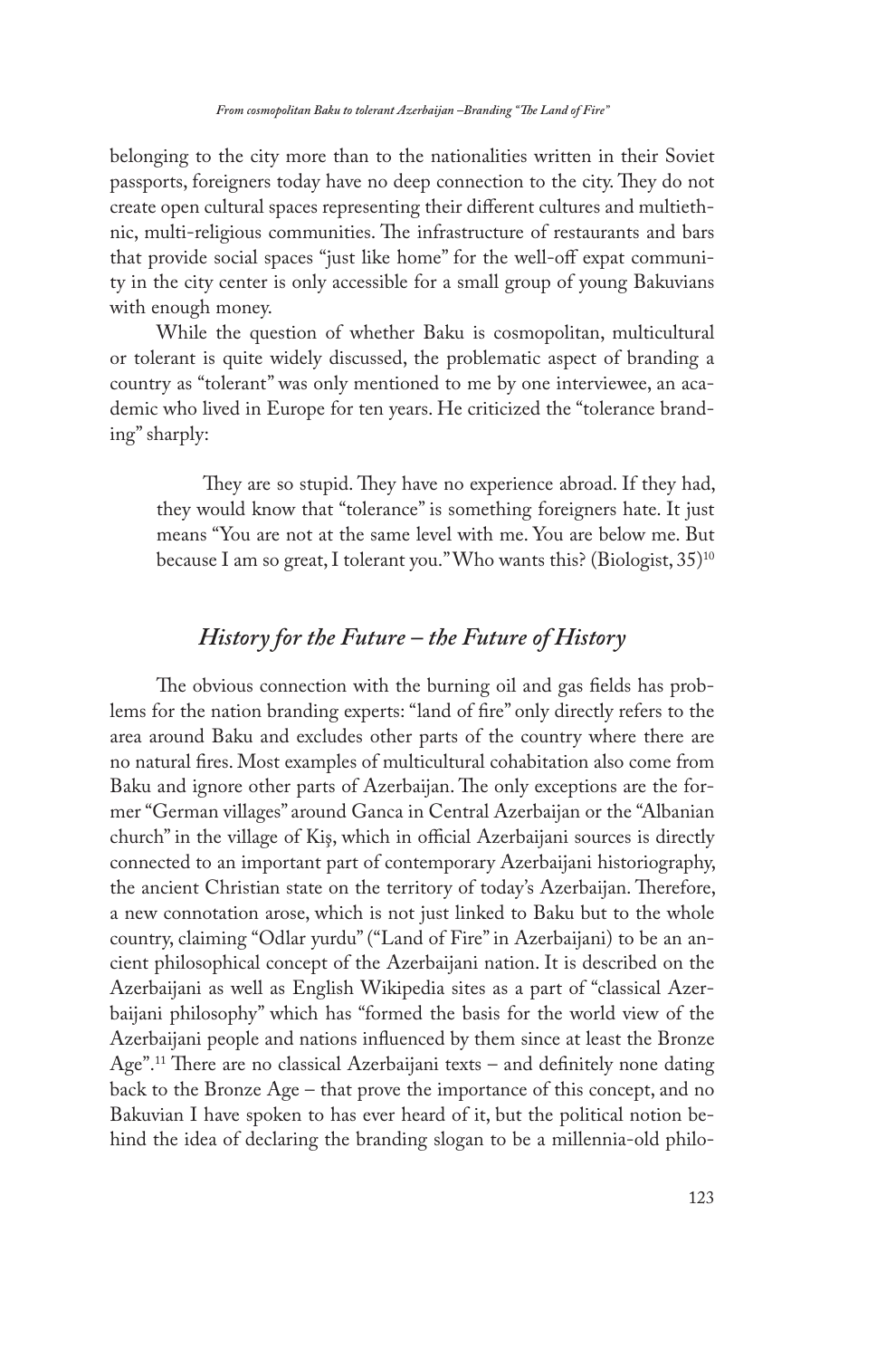belonging to the city more than to the nationalities written in their Soviet passports, foreigners today have no deep connection to the city. They do not create open cultural spaces representing their different cultures and multiethnic, multi-religious communities. The infrastructure of restaurants and bars that provide social spaces "just like home" for the well-off expat community in the city center is only accessible for a small group of young Bakuvians with enough money.

While the question of whether Baku is cosmopolitan, multicultural or tolerant is quite widely discussed, the problematic aspect of branding a country as "tolerant" was only mentioned to me by one interviewee, an academic who lived in Europe for ten years. He criticized the "tolerance branding" sharply:

> They are so stupid. They have no experience abroad. If they had, they would know that "tolerance" is something foreigners hate. It just means "You are not at the same level with me. You are below me. But because I am so great, I tolerant you." Who wants this? (Biologist, 35)[10]

## *History for the Future – the Future of History*

The obvious connection with the burning oil and gas fields has problems for the nation branding experts: "land of fire" only directly refers to the area around Baku and excludes other parts of the country where there are no natural fires. Most examples of multicultural cohabitation also come from Baku and ignore other parts of Azerbaijan. The only exceptions are the former "German villages" around Ganca in Central Azerbaijan or the "Albanian church" in the village of Kiş, which in official Azerbaijani sources is directly connected to an important part of contemporary Azerbaijani historiography, the ancient Christian state on the territory of today's Azerbaijan. Therefore, a new connotation arose, which is not just linked to Baku but to the whole country, claiming "Odlar yurdu" ("Land of Fire" in Azerbaijani) to be an ancient philosophical concept of the Azerbaijani nation. It is described on the Azerbaijani as well as English Wikipedia sites as a part of "classical Azerbaijani philosophy" which has "formed the basis for the world view of the Azerbaijani people and nations influenced by them since at least the Bronze Age".[11] There are no classical Azerbaijani texts – and definitely none dating back to the Bronze Age – that prove the importance of this concept, and no Bakuvian I have spoken to has ever heard of it, but the political notion behind the idea of declaring the branding slogan to be a millennia-old philo-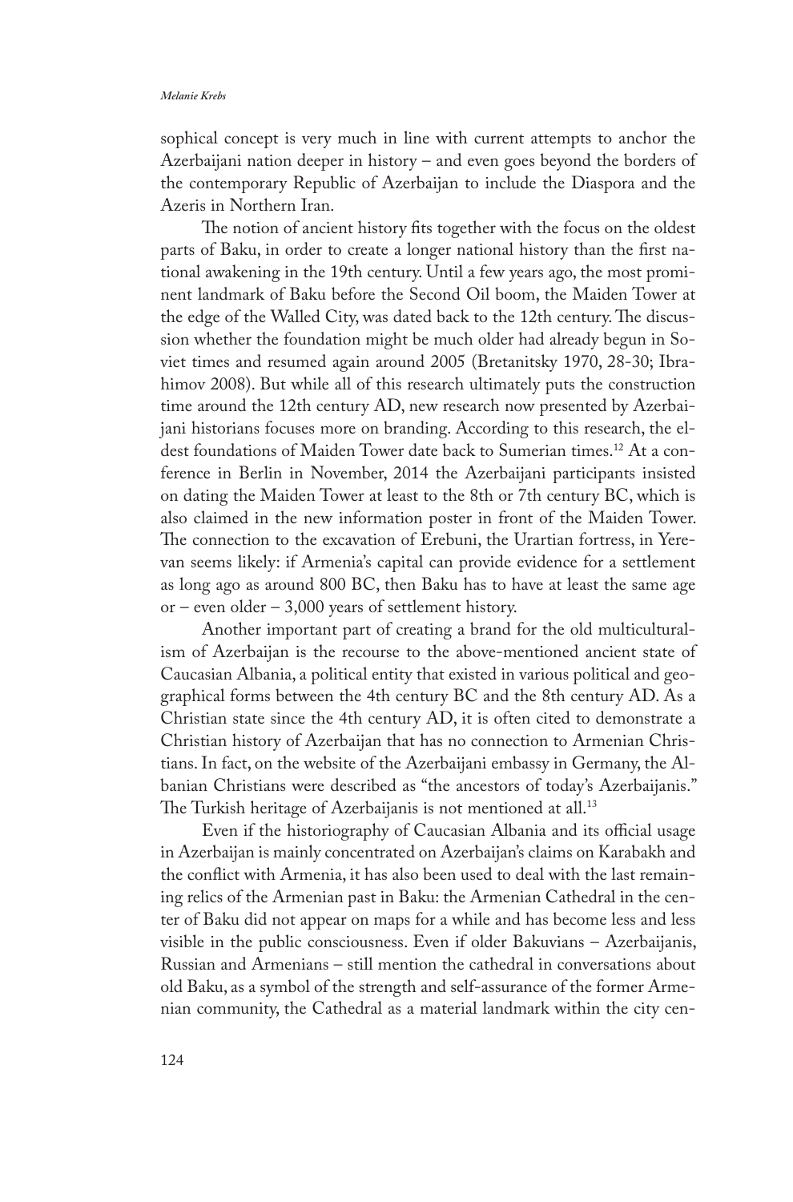sophical concept is very much in line with current attempts to anchor the Azerbaijani nation deeper in history – and even goes beyond the borders of the contemporary Republic of Azerbaijan to include the Diaspora and the Azeris in Northern Iran.

The notion of ancient history fits together with the focus on the oldest parts of Baku, in order to create a longer national history than the first national awakening in the 19th century. Until a few years ago, the most prominent landmark of Baku before the Second Oil boom, the Maiden Tower at the edge of the Walled City, was dated back to the 12th century. The discussion whether the foundation might be much older had already begun in Soviet times and resumed again around 2005 (Bretanitsky 1970, 28-30; Ibrahimov 2008). But while all of this research ultimately puts the construction time around the 12th century AD, new research now presented by Azerbaijani historians focuses more on branding. According to this research, the eldest foundations of Maiden Tower date back to Sumerian times.[12] At a conference in Berlin in November, 2014 the Azerbaijani participants insisted on dating the Maiden Tower at least to the 8th or 7th century BC, which is also claimed in the new information poster in front of the Maiden Tower. The connection to the excavation of Erebuni, the Urartian fortress, in Yerevan seems likely: if Armenia's capital can provide evidence for a settlement as long ago as around 800 BC, then Baku has to have at least the same age or – even older – 3,000 years of settlement history.

Another important part of creating a brand for the old multiculturalism of Azerbaijan is the recourse to the above-mentioned ancient state of Caucasian Albania, a political entity that existed in various political and geographical forms between the 4th century BC and the 8th century AD. As a Christian state since the 4th century AD, it is often cited to demonstrate a Christian history of Azerbaijan that has no connection to Armenian Christians. In fact, on the website of the Azerbaijani embassy in Germany, the Albanian Christians were described as "the ancestors of today's Azerbaijanis." The Turkish heritage of Azerbaijanis is not mentioned at all.[13]

Even if the historiography of Caucasian Albania and its official usage in Azerbaijan is mainly concentrated on Azerbaijan's claims on Karabakh and the conflict with Armenia, it has also been used to deal with the last remaining relics of the Armenian past in Baku: the Armenian Cathedral in the center of Baku did not appear on maps for a while and has become less and less visible in the public consciousness. Even if older Bakuvians – Azerbaijanis, Russian and Armenians – still mention the cathedral in conversations about old Baku, as a symbol of the strength and self-assurance of the former Armenian community, the Cathedral as a material landmark within the city cen-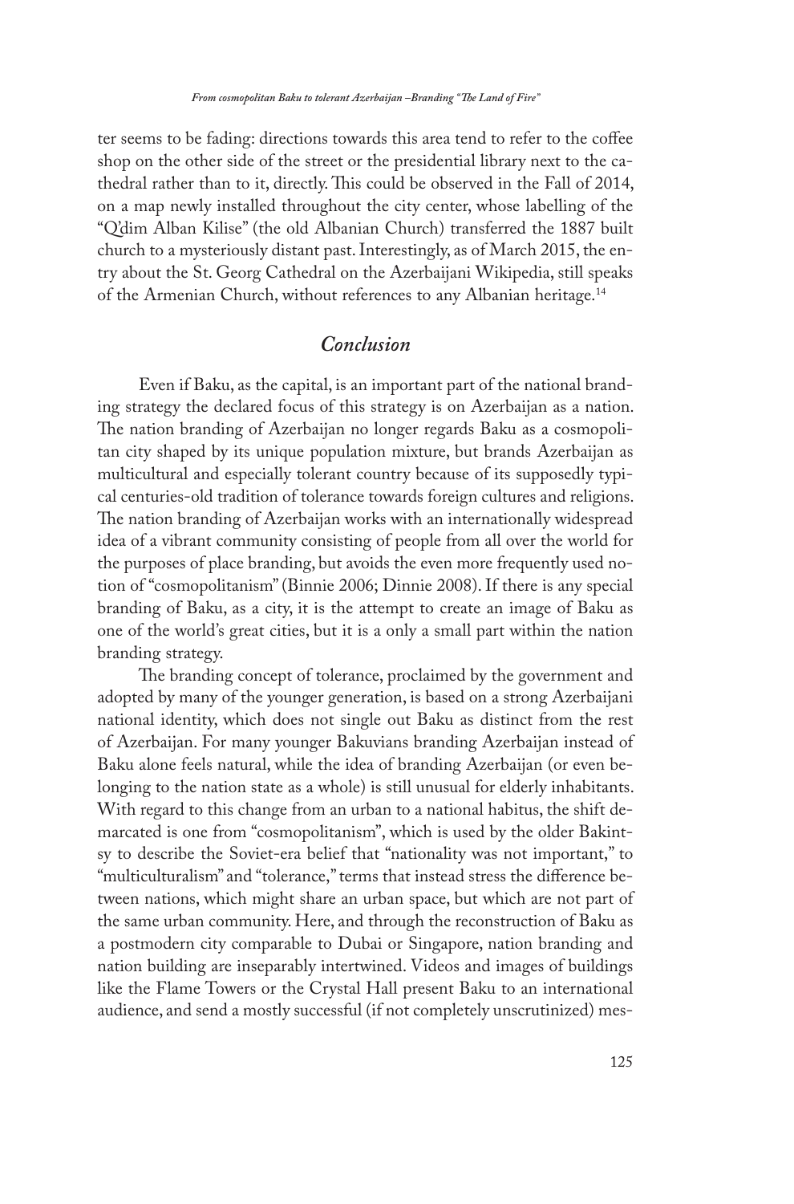ter seems to be fading: directions towards this area tend to refer to the coffee shop on the other side of the street or the presidential library next to the cathedral rather than to it, directly. This could be observed in the Fall of 2014, on a map newly installed throughout the city center, whose labelling of the "Q'dim Alban Kilise" (the old Albanian Church) transferred the 1887 built church to a mysteriously distant past. Interestingly, as of March 2015, the entry about the St. Georg Cathedral on the Azerbaijani Wikipedia, still speaks of the Armenian Church, without references to any Albanian heritage.[14]

## *Conclusion*

Even if Baku, as the capital, is an important part of the national branding strategy the declared focus of this strategy is on Azerbaijan as a nation. The nation branding of Azerbaijan no longer regards Baku as a cosmopolitan city shaped by its unique population mixture, but brands Azerbaijan as multicultural and especially tolerant country because of its supposedly typical centuries-old tradition of tolerance towards foreign cultures and religions. The nation branding of Azerbaijan works with an internationally widespread idea of a vibrant community consisting of people from all over the world for the purposes of place branding, but avoids the even more frequently used notion of "cosmopolitanism" (Binnie 2006; Dinnie 2008). If there is any special branding of Baku, as a city, it is the attempt to create an image of Baku as one of the world's great cities, but it is a only a small part within the nation branding strategy.

The branding concept of tolerance, proclaimed by the government and adopted by many of the younger generation, is based on a strong Azerbaijani national identity, which does not single out Baku as distinct from the rest of Azerbaijan. For many younger Bakuvians branding Azerbaijan instead of Baku alone feels natural, while the idea of branding Azerbaijan (or even belonging to the nation state as a whole) is still unusual for elderly inhabitants. With regard to this change from an urban to a national habitus, the shift demarcated is one from "cosmopolitanism", which is used by the older Bakintsy to describe the Soviet-era belief that "nationality was not important," to "multiculturalism" and "tolerance," terms that instead stress the difference between nations, which might share an urban space, but which are not part of the same urban community. Here, and through the reconstruction of Baku as a postmodern city comparable to Dubai or Singapore, nation branding and nation building are inseparably intertwined. Videos and images of buildings like the Flame Towers or the Crystal Hall present Baku to an international audience, and send a mostly successful (if not completely unscrutinized) mes-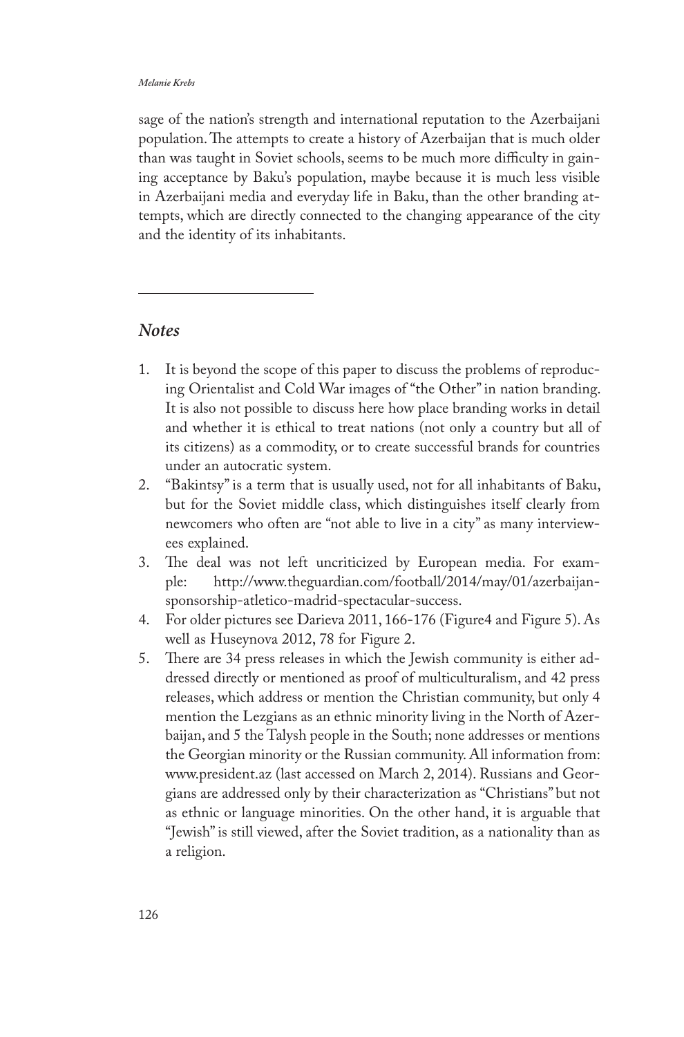sage of the nation's strength and international reputation to the Azerbaijani population. The attempts to create a history of Azerbaijan that is much older than was taught in Soviet schools, seems to be much more difficulty in gaining acceptance by Baku's population, maybe because it is much less visible in Azerbaijani media and everyday life in Baku, than the other branding attempts, which are directly connected to the changing appearance of the city and the identity of its inhabitants.

---

## *Notes*

1. It is beyond the scope of this paper to discuss the problems of reproducing Orientalist and Cold War images of "the Other" in nation branding. It is also not possible to discuss here how place branding works in detail and whether it is ethical to treat nations (not only a country but all of its citizens) as a commodity, or to create successful brands for countries under an autocratic system.
2. "Bakintsy" is a term that is usually used, not for all inhabitants of Baku, but for the Soviet middle class, which distinguishes itself clearly from newcomers who often are "not able to live in a city" as many interviewees explained.
3. The deal was not left uncriticized by European media. For example: http://www.theguardian.com/football/2014/may/01/azerbaijan-sponsorship-atletico-madrid-spectacular-success.
4. For older pictures see Darieva 2011, 166-176 (Figure4 and Figure 5). As well as Huseynova 2012, 78 for Figure 2.
5. There are 34 press releases in which the Jewish community is either addressed directly or mentioned as proof of multiculturalism, and 42 press releases, which address or mention the Christian community, but only 4 mention the Lezgians as an ethnic minority living in the North of Azerbaijan, and 5 the Talysh people in the South; none addresses or mentions the Georgian minority or the Russian community. All information from: www.president.az (last accessed on March 2, 2014). Russians and Georgians are addressed only by their characterization as "Christians" but not as ethnic or language minorities. On the other hand, it is arguable that "Jewish" is still viewed, after the Soviet tradition, as a nationality than as a religion.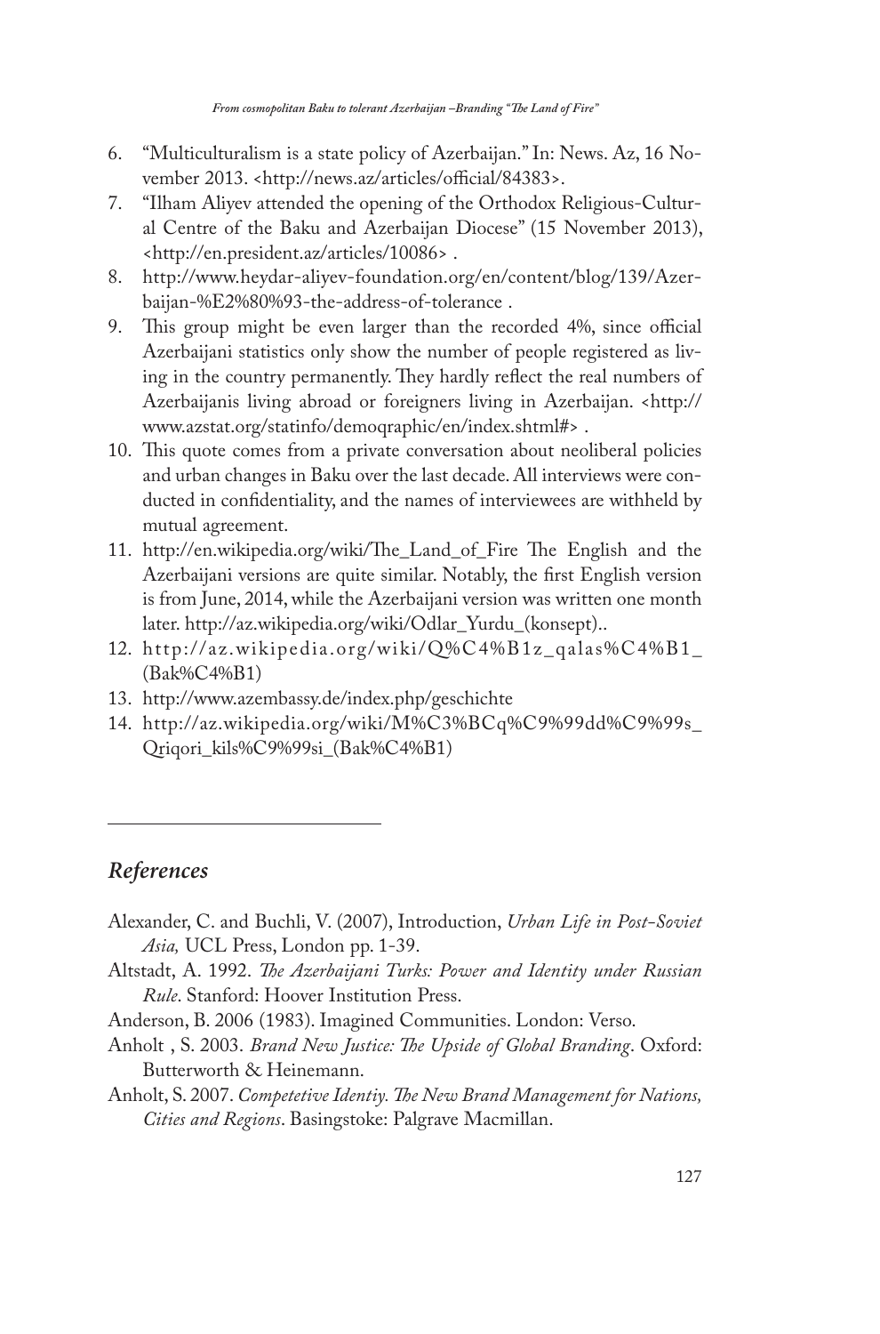6. "Multiculturalism is a state policy of Azerbaijan." In: News. Az, 16 November 2013. <http://news.az/articles/official/84383>.
7. "Ilham Aliyev attended the opening of the Orthodox Religious-Cultural Centre of the Baku and Azerbaijan Diocese" (15 November 2013), <http://en.president.az/articles/10086> .
8. http://www.heydar-aliyev-foundation.org/en/content/blog/139/Azerbaijan-%E2%80%93-the-address-of-tolerance .
9. This group might be even larger than the recorded 4%, since official Azerbaijani statistics only show the number of people registered as living in the country permanently. They hardly reflect the real numbers of Azerbaijanis living abroad or foreigners living in Azerbaijan. <http://www.azstat.org/statinfo/demoqraphic/en/index.shtml#> .
10. This quote comes from a private conversation about neoliberal policies and urban changes in Baku over the last decade. All interviews were conducted in confidentiality, and the names of interviewees are withheld by mutual agreement.
11. http://en.wikipedia.org/wiki/The_Land_of_Fire The English and the Azerbaijani versions are quite similar. Notably, the first English version is from June, 2014, while the Azerbaijani version was written one month later. http://az.wikipedia.org/wiki/Odlar_Yurdu_(konsept)..
12. http://az.wikipedia.org/wiki/Q%C4%B1z_qalas%C4%B1_(Bak%C4%B1)
13. http://www.azembassy.de/index.php/geschichte
14. http://az.wikipedia.org/wiki/M%C3%BCq%C9%99dd%C9%99s_Qriqori_kils%C9%99si_(Bak%C4%B1)

## *References*

Alexander, C. and Buchli, V. (2007), Introduction, *Urban Life in Post-Soviet Asia,* UCL Press, London pp. 1-39.

Altstadt, A. 1992. *The Azerbaijani Turks: Power and Identity under Russian Rule*. Stanford: Hoover Institution Press.

Anderson, B. 2006 (1983). Imagined Communities. London: Verso.

Anholt , S. 2003. *Brand New Justice: The Upside of Global Branding*. Oxford: Butterworth & Heinemann.

Anholt, S. 2007. *Competetive Identiy. The New Brand Management for Nations, Cities and Regions*. Basingstoke: Palgrave Macmillan.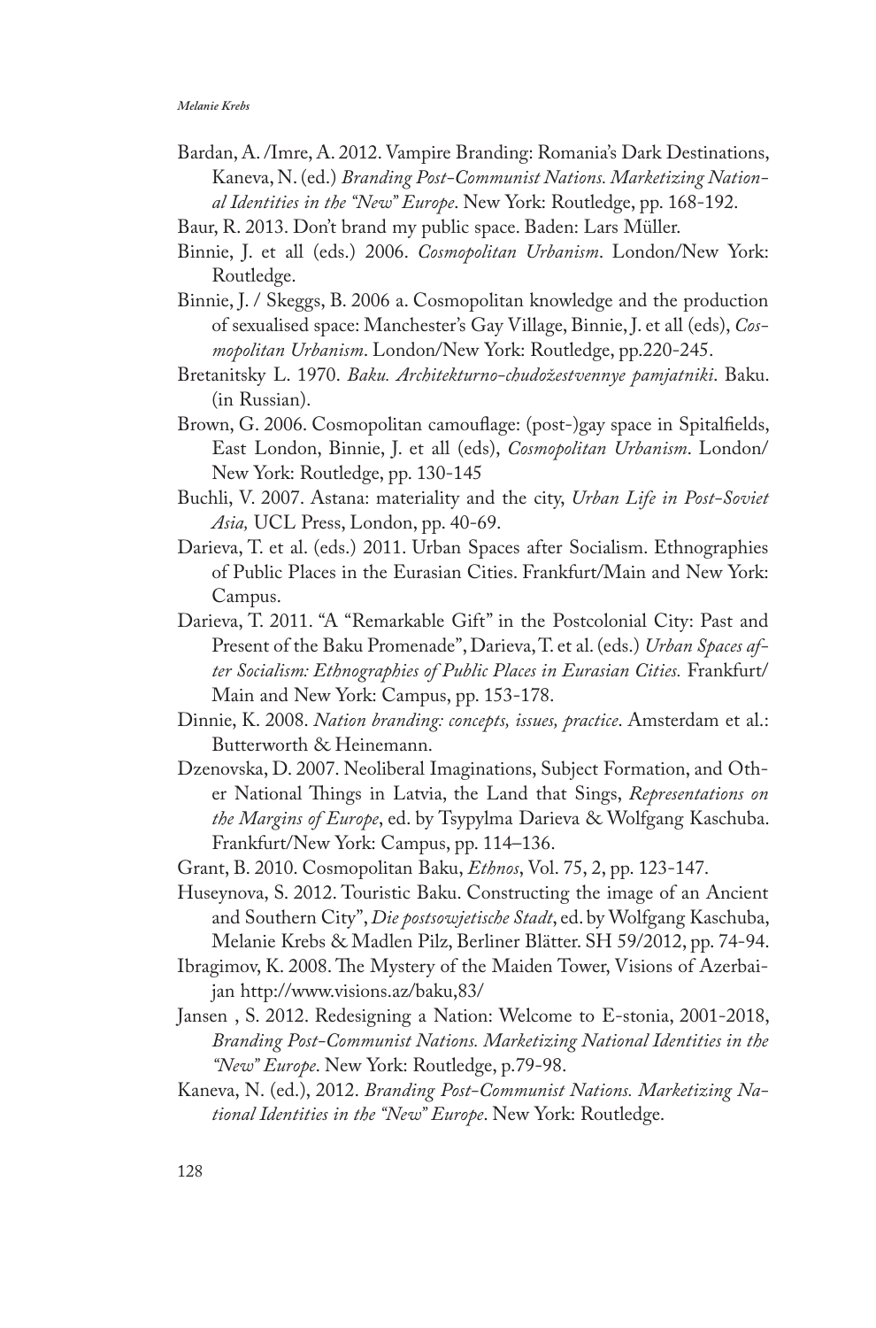Bardan, A. /Imre, A. 2012. Vampire Branding: Romania's Dark Destinations, Kaneva, N. (ed.) *Branding Post-Communist Nations. Marketizing National Identities in the "New" Europe*. New York: Routledge, pp. 168-192.

Baur, R. 2013. Don't brand my public space. Baden: Lars Müller.

Binnie, J. et all (eds.) 2006. *Cosmopolitan Urbanism*. London/New York: Routledge.

Binnie, J. / Skeggs, B. 2006 a. Cosmopolitan knowledge and the production of sexualised space: Manchester's Gay Village, Binnie, J. et all (eds), *Cosmopolitan Urbanism*. London/New York: Routledge, pp.220-245.

Bretanitsky L. 1970. *Baku. Architekturno-chudožestvennye pamjatniki*. Baku. (in Russian).

Brown, G. 2006. Cosmopolitan camouflage: (post-)gay space in Spitalfields, East London, Binnie, J. et all (eds), *Cosmopolitan Urbanism*. London/New York: Routledge, pp. 130-145

Buchli, V. 2007. Astana: materiality and the city, *Urban Life in Post-Soviet Asia,* UCL Press, London, pp. 40-69.

Darieva, T. et al. (eds.) 2011. Urban Spaces after Socialism. Ethnographies of Public Places in the Eurasian Cities. Frankfurt/Main and New York: Campus.

Darieva, T. 2011. "A "Remarkable Gift" in the Postcolonial City: Past and Present of the Baku Promenade", Darieva, T. et al. (eds.) *Urban Spaces after Socialism: Ethnographies of Public Places in Eurasian Cities.* Frankfurt/Main and New York: Campus, pp. 153-178.

Dinnie, K. 2008. *Nation branding: concepts, issues, practice*. Amsterdam et al.: Butterworth & Heinemann.

Dzenovska, D. 2007. Neoliberal Imaginations, Subject Formation, and Other National Things in Latvia, the Land that Sings, *Representations on the Margins of Europe*, ed. by Tsypylma Darieva & Wolfgang Kaschuba. Frankfurt/New York: Campus, pp. 114–136.

Grant, B. 2010. Cosmopolitan Baku, *Ethnos*, Vol. 75, 2, pp. 123-147.

Huseynova, S. 2012. Touristic Baku. Constructing the image of an Ancient and Southern City", *Die postsowjetische Stadt*, ed. by Wolfgang Kaschuba, Melanie Krebs & Madlen Pilz, Berliner Blätter. SH 59/2012, pp. 74-94.

Ibragimov, K. 2008. The Mystery of the Maiden Tower, Visions of Azerbaijan http://www.visions.az/baku,83/

Jansen , S. 2012. Redesigning a Nation: Welcome to E-stonia, 2001-2018, *Branding Post-Communist Nations. Marketizing National Identities in the "New" Europe*. New York: Routledge, p.79-98.

Kaneva, N. (ed.), 2012. *Branding Post-Communist Nations. Marketizing National Identities in the "New" Europe*. New York: Routledge.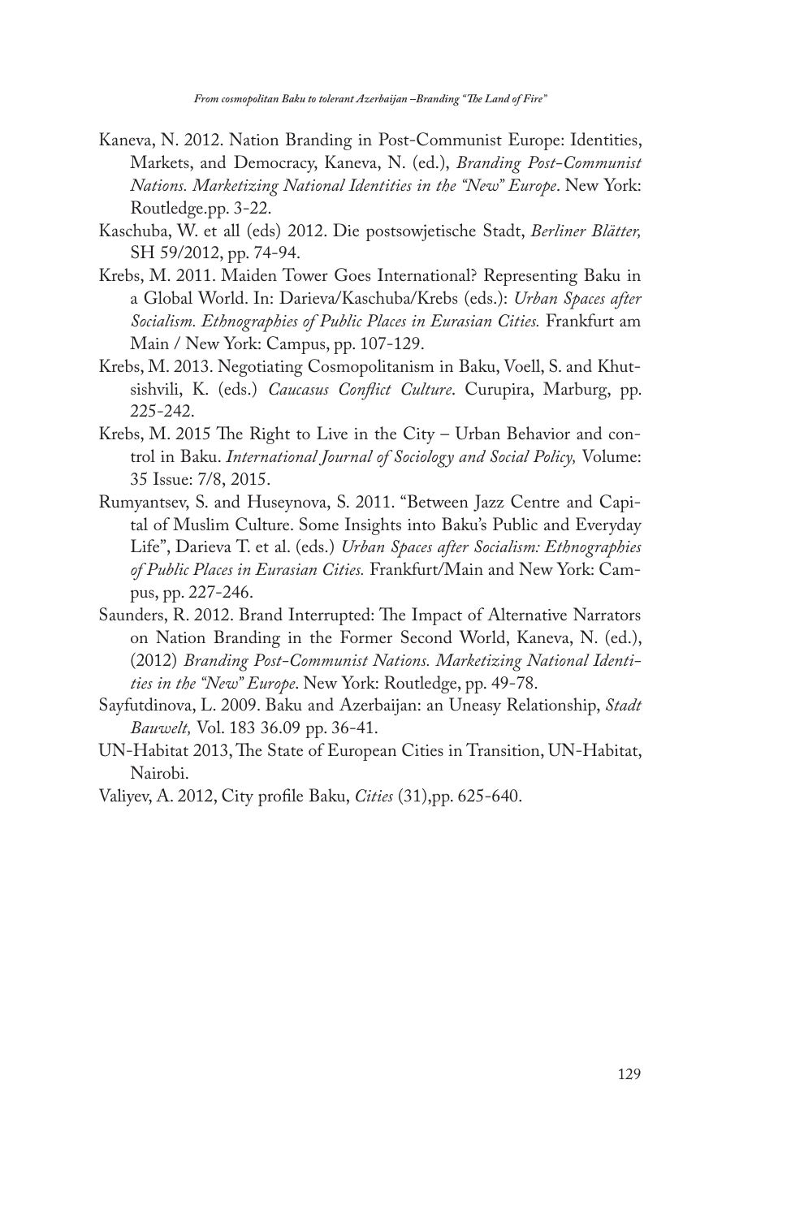Kaneva, N. 2012. Nation Branding in Post-Communist Europe: Identities, Markets, and Democracy, Kaneva, N. (ed.), *Branding Post-Communist Nations. Marketizing National Identities in the "New" Europe*. New York: Routledge.pp. 3-22.

Kaschuba, W. et all (eds) 2012. Die postsowjetische Stadt, *Berliner Blätter,* SH 59/2012, pp. 74-94.

Krebs, M. 2011. Maiden Tower Goes International? Representing Baku in a Global World. In: Darieva/Kaschuba/Krebs (eds.): *Urban Spaces after Socialism. Ethnographies of Public Places in Eurasian Cities.* Frankfurt am Main / New York: Campus, pp. 107-129.

Krebs, M. 2013. Negotiating Cosmopolitanism in Baku, Voell, S. and Khutsishvili, K. (eds.) *Caucasus Conflict Culture*. Curupira, Marburg, pp. 225-242.

Krebs, M. 2015 The Right to Live in the City – Urban Behavior and control in Baku. *International Journal of Sociology and Social Policy,* Volume: 35 Issue: 7/8, 2015.

Rumyantsev, S. and Huseynova, S. 2011. "Between Jazz Centre and Capital of Muslim Culture. Some Insights into Baku's Public and Everyday Life", Darieva T. et al. (eds.) *Urban Spaces after Socialism: Ethnographies of Public Places in Eurasian Cities.* Frankfurt/Main and New York: Campus, pp. 227-246.

Saunders, R. 2012. Brand Interrupted: The Impact of Alternative Narrators on Nation Branding in the Former Second World, Kaneva, N. (ed.), (2012) *Branding Post-Communist Nations. Marketizing National Identities in the "New" Europe*. New York: Routledge, pp. 49-78.

Sayfutdinova, L. 2009. Baku and Azerbaijan: an Uneasy Relationship, *Stadt Bauwelt,* Vol. 183 36.09 pp. 36-41.

UN-Habitat 2013, The State of European Cities in Transition, UN-Habitat, Nairobi.

Valiyev, A. 2012, City profile Baku, *Cities* (31),pp. 625-640.